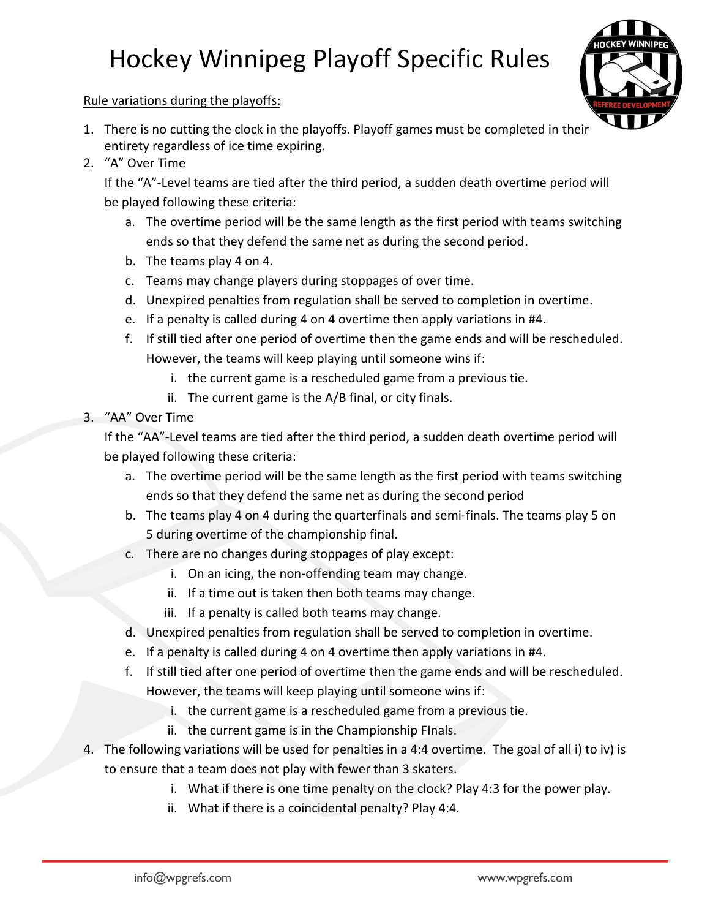# Hockey Winnipeg Playoff Specific Rules

Rule variations during the playoffs:

1. There is no cutting the clock in the playoffs. Playoff games must be completed in their entirety regardless of ice time expiring.
2. "A" Over Time

   If the "A"-Level teams are tied after the third period, a sudden death overtime period will be played following these criteria:

   a. The overtime period will be the same length as the first period with teams switching ends so that they defend the same net as during the second period.
   b. The teams play 4 on 4.
   c. Teams may change players during stoppages of over time.
   d. Unexpired penalties from regulation shall be served to completion in overtime.
   e. If a penalty is called during 4 on 4 overtime then apply variations in #4.
   f. If still tied after one period of overtime then the game ends and will be rescheduled. However, the teams will keep playing until someone wins if:
      i. the current game is a rescheduled game from a previous tie.
      ii. The current game is the A/B final, or city finals.
3. "AA" Over Time

   If the "AA"-Level teams are tied after the third period, a sudden death overtime period will be played following these criteria:

   a. The overtime period will be the same length as the first period with teams switching ends so that they defend the same net as during the second period
   b. The teams play 4 on 4 during the quarterfinals and semi-finals. The teams play 5 on 5 during overtime of the championship final.
   c. There are no changes during stoppages of play except:
      i. On an icing, the non-offending team may change.
      ii. If a time out is taken then both teams may change.
      iii. If a penalty is called both teams may change.
   d. Unexpired penalties from regulation shall be served to completion in overtime.
   e. If a penalty is called during 4 on 4 overtime then apply variations in #4.
   f. If still tied after one period of overtime then the game ends and will be rescheduled. However, the teams will keep playing until someone wins if:
      i. the current game is a rescheduled game from a previous tie.
      ii. the current game is in the Championship FInals.
4. The following variations will be used for penalties in a 4:4 overtime. The goal of all i) to iv) is to ensure that a team does not play with fewer than 3 skaters.
   i. What if there is one time penalty on the clock? Play 4:3 for the power play.
   ii. What if there is a coincidental penalty? Play 4:4.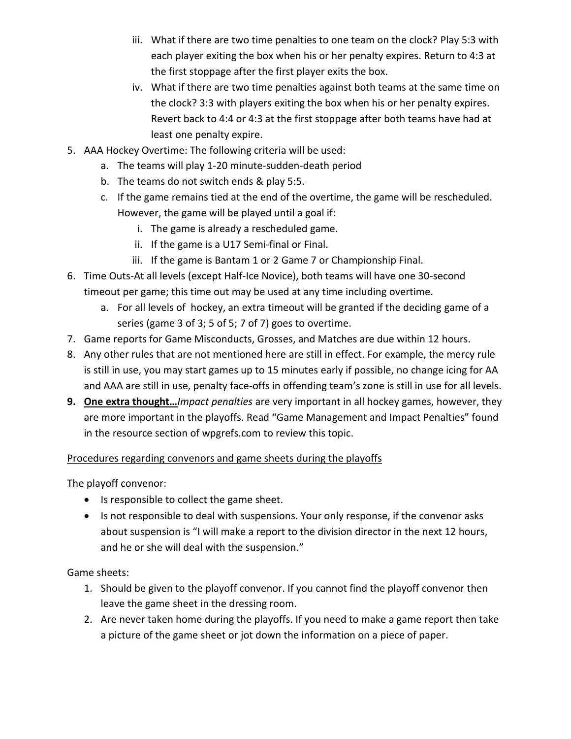iii. What if there are two time penalties to one team on the clock? Play 5:3 with each player exiting the box when his or her penalty expires. Return to 4:3 at the first stoppage after the first player exits the box.
   iv. What if there are two time penalties against both teams at the same time on the clock? 3:3 with players exiting the box when his or her penalty expires. Revert back to 4:4 or 4:3 at the first stoppage after both teams have had at least one penalty expire.

5. AAA Hockey Overtime: The following criteria will be used:
   a. The teams will play 1-20 minute-sudden-death period
   b. The teams do not switch ends & play 5:5.
   c. If the game remains tied at the end of the overtime, the game will be rescheduled. However, the game will be played until a goal if:
      i. The game is already a rescheduled game.
      ii. If the game is a U17 Semi-final or Final.
      iii. If the game is Bantam 1 or 2 Game 7 or Championship Final.
6. Time Outs-At all levels (except Half-Ice Novice), both teams will have one 30-second timeout per game; this time out may be used at any time including overtime.
   a. For all levels of hockey, an extra timeout will be granted if the deciding game of a series (game 3 of 3; 5 of 5; 7 of 7) goes to overtime.
7. Game reports for Game Misconducts, Grosses, and Matches are due within 12 hours.
8. Any other rules that are not mentioned here are still in effect. For example, the mercy rule is still in use, you may start games up to 15 minutes early if possible, no change icing for AA and AAA are still in use, penalty face-offs in offending team's zone is still in use for all levels.
9. **<u>One extra thought…</u>***Impact penalties* are very important in all hockey games, however, they are more important in the playoffs. Read "Game Management and Impact Penalties" found in the resource section of wpgrefs.com to review this topic.

<u>Procedures regarding convenors and game sheets during the playoffs</u>

The playoff convenor:

- Is responsible to collect the game sheet.
- Is not responsible to deal with suspensions. Your only response, if the convenor asks about suspension is "I will make a report to the division director in the next 12 hours, and he or she will deal with the suspension."

Game sheets:

1. Should be given to the playoff convenor. If you cannot find the playoff convenor then leave the game sheet in the dressing room.
2. Are never taken home during the playoffs. If you need to make a game report then take a picture of the game sheet or jot down the information on a piece of paper.